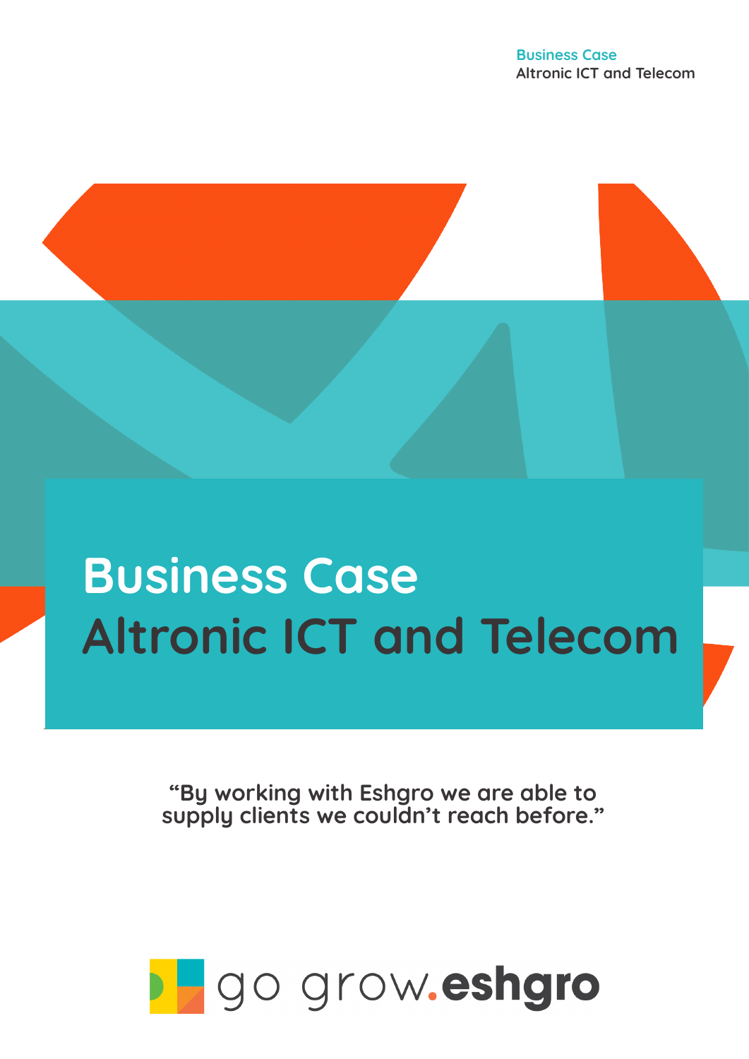# Business Case
# Altronic ICT and Telecom

**"By working with Eshgro we are able to supply clients we couldn't reach before."**

go grow.**eshgro**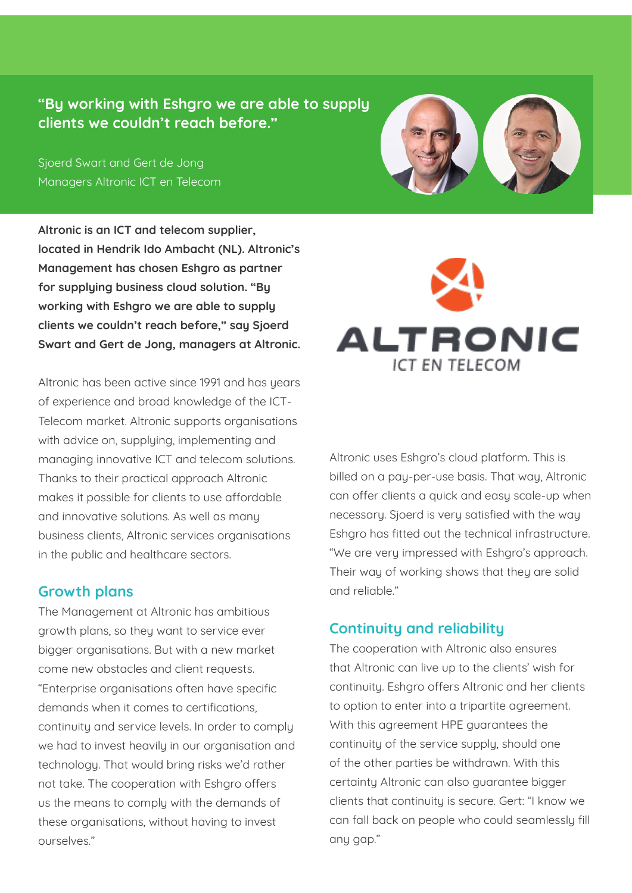**"By working with Eshgro we are able to supply clients we couldn't reach before."**

Sjoerd Swart and Gert de Jong
Managers Altronic ICT en Telecom

**Altronic is an ICT and telecom supplier, located in Hendrik Ido Ambacht (NL). Altronic's Management has chosen Eshgro as partner for supplying business cloud solution. "By working with Eshgro we are able to supply clients we couldn't reach before," say Sjoerd Swart and Gert de Jong, managers at Altronic.**

Altronic has been active since 1991 and has years of experience and broad knowledge of the ICT-Telecom market. Altronic supports organisations with advice on, supplying, implementing and managing innovative ICT and telecom solutions. Thanks to their practical approach Altronic makes it possible for clients to use affordable and innovative solutions. As well as many business clients, Altronic services organisations in the public and healthcare sectors.

## Growth plans

The Management at Altronic has ambitious growth plans, so they want to service ever bigger organisations. But with a new market come new obstacles and client requests. "Enterprise organisations often have specific demands when it comes to certifications, continuity and service levels. In order to comply we had to invest heavily in our organisation and technology. That would bring risks we'd rather not take. The cooperation with Eshgro offers us the means to comply with the demands of these organisations, without having to invest ourselves."

Altronic uses Eshgro's cloud platform. This is billed on a pay-per-use basis. That way, Altronic can offer clients a quick and easy scale-up when necessary. Sjoerd is very satisfied with the way Eshgro has fitted out the technical infrastructure. "We are very impressed with Eshgro's approach. Their way of working shows that they are solid and reliable."

## Continuity and reliability

The cooperation with Altronic also ensures that Altronic can live up to the clients' wish for continuity. Eshgro offers Altronic and her clients to option to enter into a tripartite agreement. With this agreement HPE guarantees the continuity of the service supply, should one of the other parties be withdrawn. With this certainty Altronic can also guarantee bigger clients that continuity is secure. Gert: "I know we can fall back on people who could seamlessly fill any gap."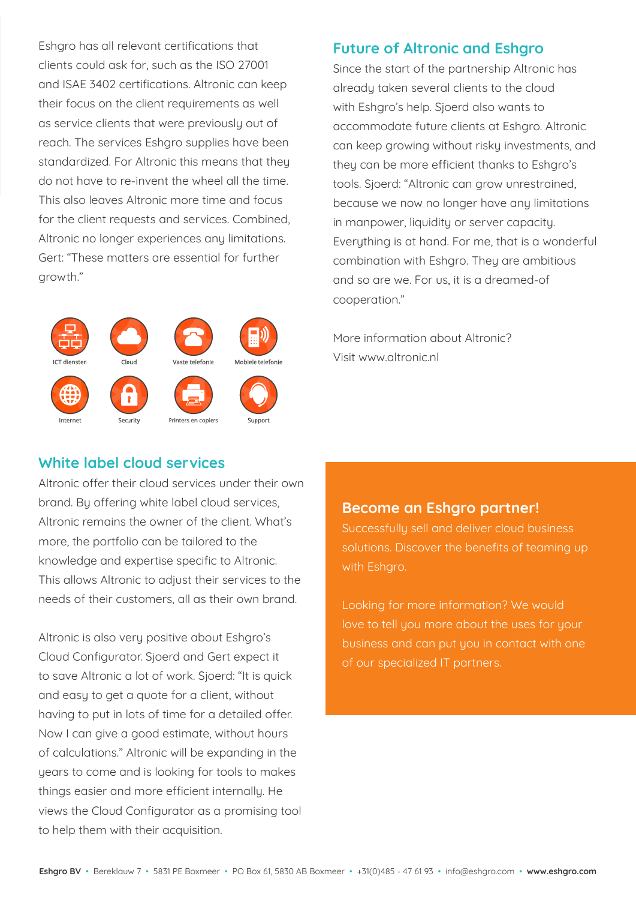Eshgro has all relevant certifications that clients could ask for, such as the ISO 27001 and ISAE 3402 certifications. Altronic can keep their focus on the client requirements as well as service clients that were previously out of reach. The services Eshgro supplies have been standardized. For Altronic this means that they do not have to re-invent the wheel all the time. This also leaves Altronic more time and focus for the client requests and services. Combined, Altronic no longer experiences any limitations. Gert: "These matters are essential for further growth."

ICT diensten
Cloud
Vaste telefonie
Mobiele telefonie
Internet
Security
Printers en copiers
Support

## White label cloud services

Altronic offer their cloud services under their own brand. By offering white label cloud services, Altronic remains the owner of the client. What's more, the portfolio can be tailored to the knowledge and expertise specific to Altronic. This allows Altronic to adjust their services to the needs of their customers, all as their own brand.

Altronic is also very positive about Eshgro's Cloud Configurator. Sjoerd and Gert expect it to save Altronic a lot of work. Sjoerd: "It is quick and easy to get a quote for a client, without having to put in lots of time for a detailed offer. Now I can give a good estimate, without hours of calculations." Altronic will be expanding in the years to come and is looking for tools to makes things easier and more efficient internally. He views the Cloud Configurator as a promising tool to help them with their acquisition.

## Future of Altronic and Eshgro

Since the start of the partnership Altronic has already taken several clients to the cloud with Eshgro's help. Sjoerd also wants to accommodate future clients at Eshgro. Altronic can keep growing without risky investments, and they can be more efficient thanks to Eshgro's tools. Sjoerd: "Altronic can grow unrestrained, because we now no longer have any limitations in manpower, liquidity or server capacity. Everything is at hand. For me, that is a wonderful combination with Eshgro. They are ambitious and so are we. For us, it is a dreamed-of cooperation."

More information about Altronic?
Visit www.altronic.nl

## Become an Eshgro partner!

Successfully sell and deliver cloud business solutions. Discover the benefits of teaming up with Eshgro.

Looking for more information? We would love to tell you more about the uses for your business and can put you in contact with one of our specialized IT partners.

**Eshgro BV** • Bereklauw 7 • 5831 PE Boxmeer • PO Box 61, 5830 AB Boxmeer • +31(0)485 - 47 61 93 • info@eshgro.com • **www.eshgro.com**